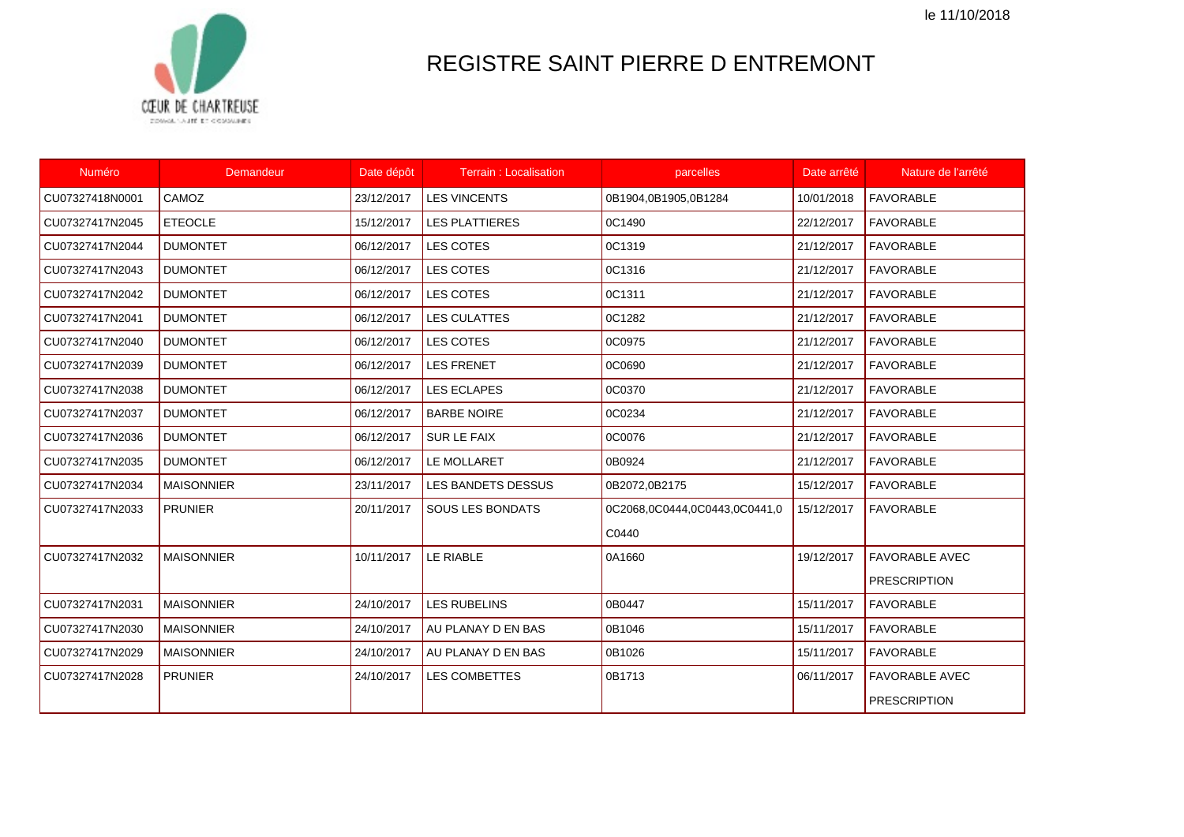le 11/10/2018

# REGISTRE SAINT PIERRE D ENTREMONT

| Numéro | Demandeur | Date dépôt | Terrain : Localisation | parcelles | Date arrêté | Nature de l'arrêté |
|---|---|---|---|---|---|---|
| CU07327418N0001 | CAMOZ | 23/12/2017 | LES VINCENTS | 0B1904,0B1905,0B1284 | 10/01/2018 | FAVORABLE |
| CU07327417N2045 | ETEOCLE | 15/12/2017 | LES PLATTIERES | 0C1490 | 22/12/2017 | FAVORABLE |
| CU07327417N2044 | DUMONTET | 06/12/2017 | LES COTES | 0C1319 | 21/12/2017 | FAVORABLE |
| CU07327417N2043 | DUMONTET | 06/12/2017 | LES COTES | 0C1316 | 21/12/2017 | FAVORABLE |
| CU07327417N2042 | DUMONTET | 06/12/2017 | LES COTES | 0C1311 | 21/12/2017 | FAVORABLE |
| CU07327417N2041 | DUMONTET | 06/12/2017 | LES CULATTES | 0C1282 | 21/12/2017 | FAVORABLE |
| CU07327417N2040 | DUMONTET | 06/12/2017 | LES COTES | 0C0975 | 21/12/2017 | FAVORABLE |
| CU07327417N2039 | DUMONTET | 06/12/2017 | LES FRENET | 0C0690 | 21/12/2017 | FAVORABLE |
| CU07327417N2038 | DUMONTET | 06/12/2017 | LES ECLAPES | 0C0370 | 21/12/2017 | FAVORABLE |
| CU07327417N2037 | DUMONTET | 06/12/2017 | BARBE NOIRE | 0C0234 | 21/12/2017 | FAVORABLE |
| CU07327417N2036 | DUMONTET | 06/12/2017 | SUR LE FAIX | 0C0076 | 21/12/2017 | FAVORABLE |
| CU07327417N2035 | DUMONTET | 06/12/2017 | LE MOLLARET | 0B0924 | 21/12/2017 | FAVORABLE |
| CU07327417N2034 | MAISONNIER | 23/11/2017 | LES BANDETS DESSUS | 0B2072,0B2175 | 15/12/2017 | FAVORABLE |
| CU07327417N2033 | PRUNIER | 20/11/2017 | SOUS LES BONDATS | 0C2068,0C0444,0C0443,0C0441,0C0440 | 15/12/2017 | FAVORABLE |
| CU07327417N2032 | MAISONNIER | 10/11/2017 | LE RIABLE | 0A1660 | 19/12/2017 | FAVORABLE AVEC PRESCRIPTION |
| CU07327417N2031 | MAISONNIER | 24/10/2017 | LES RUBELINS | 0B0447 | 15/11/2017 | FAVORABLE |
| CU07327417N2030 | MAISONNIER | 24/10/2017 | AU PLANAY D EN BAS | 0B1046 | 15/11/2017 | FAVORABLE |
| CU07327417N2029 | MAISONNIER | 24/10/2017 | AU PLANAY D EN BAS | 0B1026 | 15/11/2017 | FAVORABLE |
| CU07327417N2028 | PRUNIER | 24/10/2017 | LES COMBETTES | 0B1713 | 06/11/2017 | FAVORABLE AVEC PRESCRIPTION |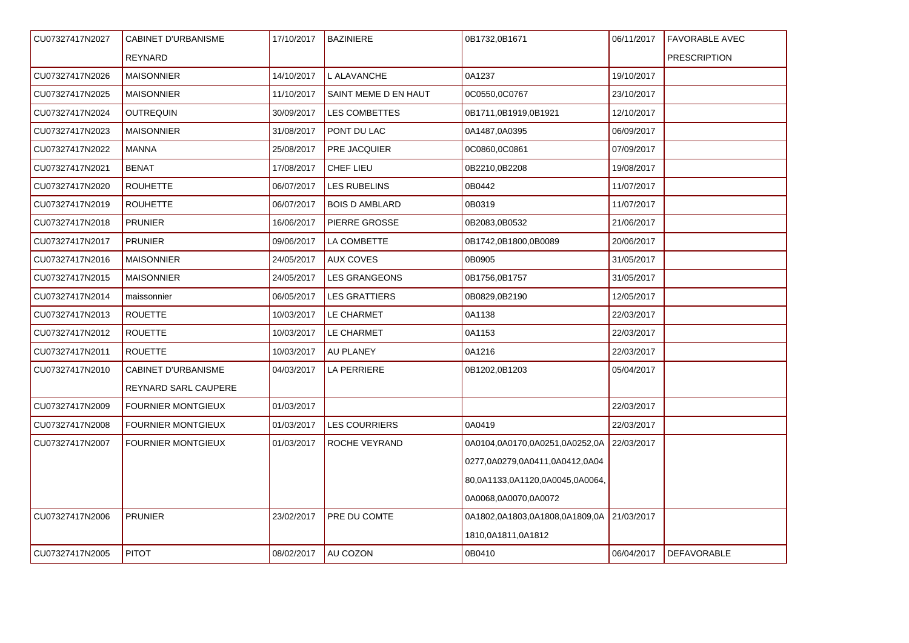| | | | | | | |
|---|---|---|---|---|---|---|
| CU07327417N2027 | CABINET D'URBANISME REYNARD | 17/10/2017 | BAZINIERE | 0B1732,0B1671 | 06/11/2017 | FAVORABLE AVEC PRESCRIPTION |
| CU07327417N2026 | MAISONNIER | 14/10/2017 | L ALAVANCHE | 0A1237 | 19/10/2017 | |
| CU07327417N2025 | MAISONNIER | 11/10/2017 | SAINT MEME D EN HAUT | 0C0550,0C0767 | 23/10/2017 | |
| CU07327417N2024 | OUTREQUIN | 30/09/2017 | LES COMBETTES | 0B1711,0B1919,0B1921 | 12/10/2017 | |
| CU07327417N2023 | MAISONNIER | 31/08/2017 | PONT DU LAC | 0A1487,0A0395 | 06/09/2017 | |
| CU07327417N2022 | MANNA | 25/08/2017 | PRE JACQUIER | 0C0860,0C0861 | 07/09/2017 | |
| CU07327417N2021 | BENAT | 17/08/2017 | CHEF LIEU | 0B2210,0B2208 | 19/08/2017 | |
| CU07327417N2020 | ROUHETTE | 06/07/2017 | LES RUBELINS | 0B0442 | 11/07/2017 | |
| CU07327417N2019 | ROUHETTE | 06/07/2017 | BOIS D AMBLARD | 0B0319 | 11/07/2017 | |
| CU07327417N2018 | PRUNIER | 16/06/2017 | PIERRE GROSSE | 0B2083,0B0532 | 21/06/2017 | |
| CU07327417N2017 | PRUNIER | 09/06/2017 | LA COMBETTE | 0B1742,0B1800,0B0089 | 20/06/2017 | |
| CU07327417N2016 | MAISONNIER | 24/05/2017 | AUX COVES | 0B0905 | 31/05/2017 | |
| CU07327417N2015 | MAISONNIER | 24/05/2017 | LES GRANGEONS | 0B1756,0B1757 | 31/05/2017 | |
| CU07327417N2014 | maissonnier | 06/05/2017 | LES GRATTIERS | 0B0829,0B2190 | 12/05/2017 | |
| CU07327417N2013 | ROUETTE | 10/03/2017 | LE CHARMET | 0A1138 | 22/03/2017 | |
| CU07327417N2012 | ROUETTE | 10/03/2017 | LE CHARMET | 0A1153 | 22/03/2017 | |
| CU07327417N2011 | ROUETTE | 10/03/2017 | AU PLANEY | 0A1216 | 22/03/2017 | |
| CU07327417N2010 | CABINET D'URBANISME REYNARD SARL CAUPERE | 04/03/2017 | LA PERRIERE | 0B1202,0B1203 | 05/04/2017 | |
| CU07327417N2009 | FOURNIER MONTGIEUX | 01/03/2017 | | | 22/03/2017 | |
| CU07327417N2008 | FOURNIER MONTGIEUX | 01/03/2017 | LES COURRIERS | 0A0419 | 22/03/2017 | |
| CU07327417N2007 | FOURNIER MONTGIEUX | 01/03/2017 | ROCHE VEYRAND | 0A0104,0A0170,0A0251,0A0252,0A0277,0A0279,0A0411,0A0412,0A0480,0A1133,0A1120,0A0045,0A0064,0A0068,0A0070,0A0072 | 22/03/2017 | |
| CU07327417N2006 | PRUNIER | 23/02/2017 | PRE DU COMTE | 0A1802,0A1803,0A1808,0A1809,0A1810,0A1811,0A1812 | 21/03/2017 | |
| CU07327417N2005 | PITOT | 08/02/2017 | AU COZON | 0B0410 | 06/04/2017 | DEFAVORABLE |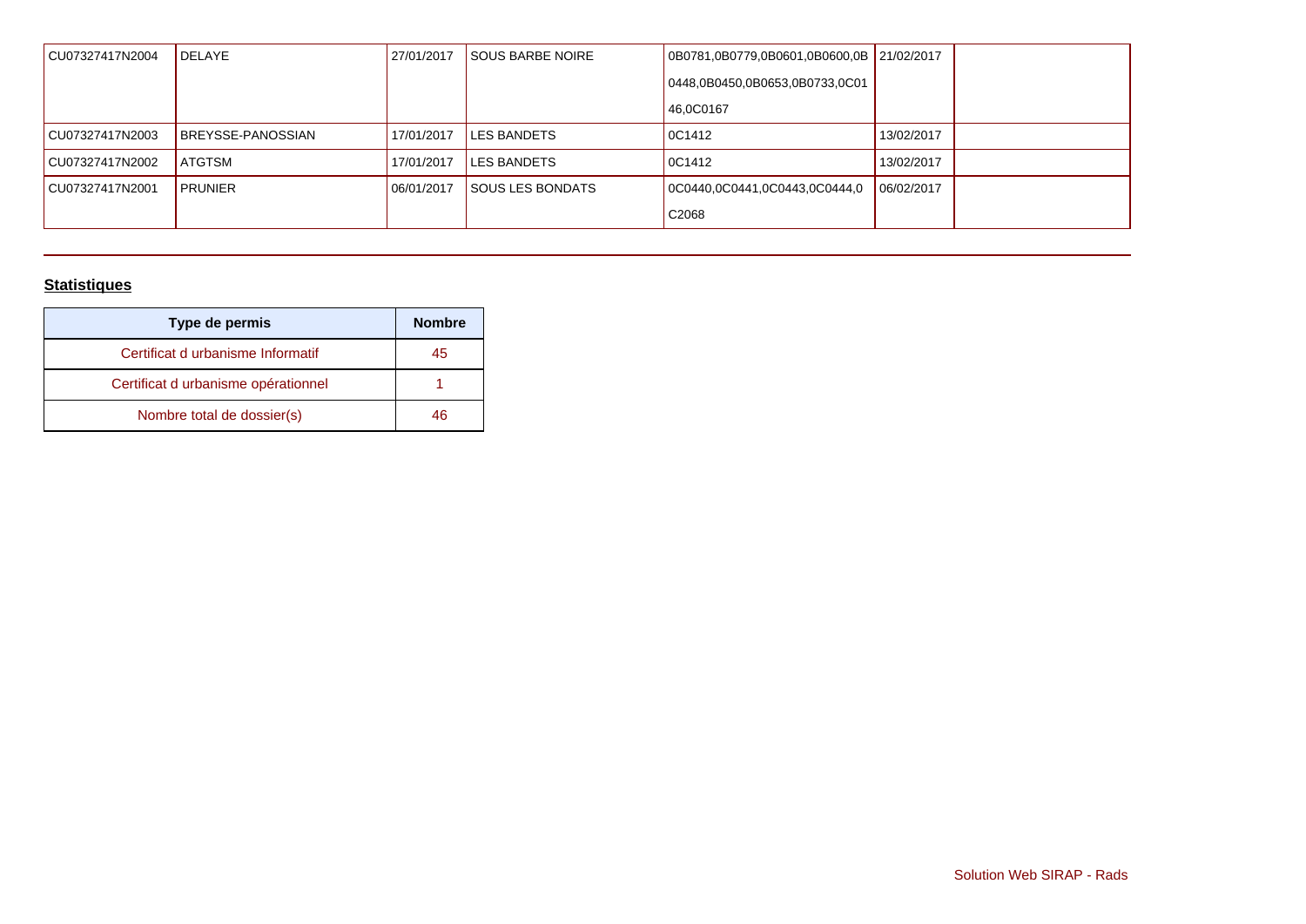| | | | | | | |
|---|---|---|---|---|---|---|
| CU07327417N2004 | DELAYE | 27/01/2017 | SOUS BARBE NOIRE | 0B0781,0B0779,0B0601,0B0600,0B0448,0B0450,0B0653,0B0733,0C0146,0C0167 | 21/02/2017 | |
| CU07327417N2003 | BREYSSE-PANOSSIAN | 17/01/2017 | LES BANDETS | 0C1412 | 13/02/2017 | |
| CU07327417N2002 | ATGTSM | 17/01/2017 | LES BANDETS | 0C1412 | 13/02/2017 | |
| CU07327417N2001 | PRUNIER | 06/01/2017 | SOUS LES BONDATS | 0C0440,0C0441,0C0443,0C0444,0C2068 | 06/02/2017 | |

## Statistiques

| Type de permis | Nombre |
|---|---|
| Certificat d urbanisme Informatif | 45 |
| Certificat d urbanisme opérationnel | 1 |
| Nombre total de dossier(s) | 46 |

Solution Web SIRAP - Rads